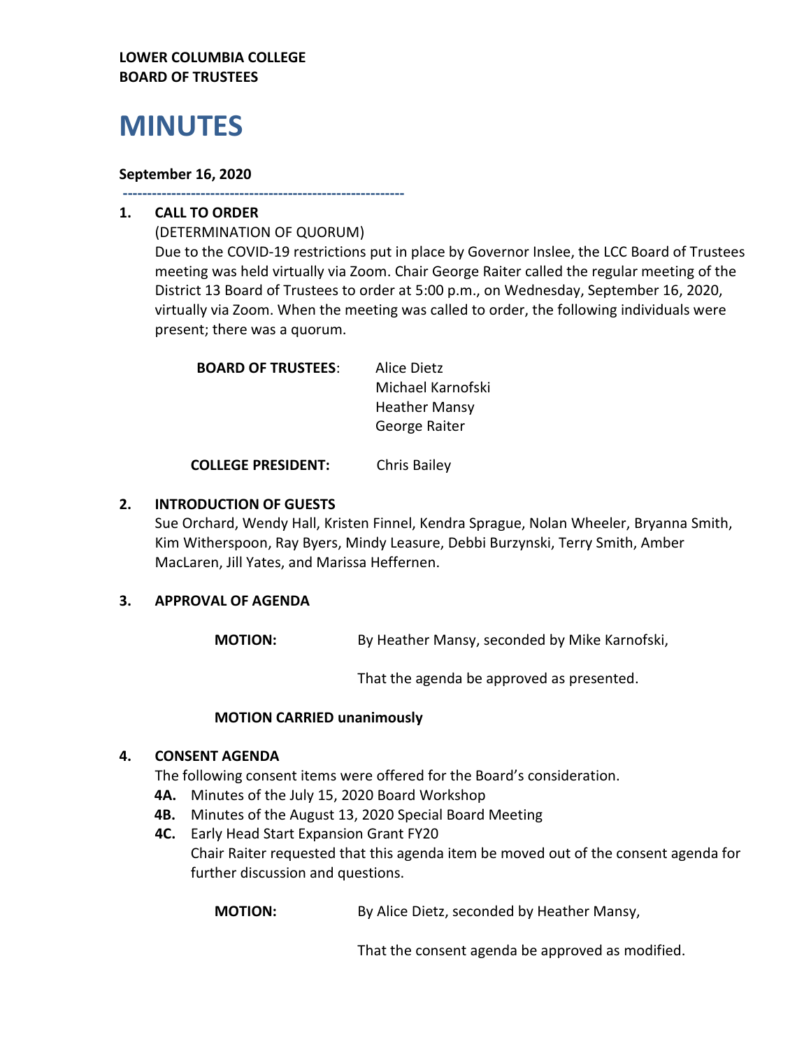**LOWER COLUMBIA COLLEGE**
**BOARD OF TRUSTEES**

# MINUTES

**September 16, 2020**

---

## 1. CALL TO ORDER

(DETERMINATION OF QUORUM)

Due to the COVID-19 restrictions put in place by Governor Inslee, the LCC Board of Trustees meeting was held virtually via Zoom. Chair George Raiter called the regular meeting of the District 13 Board of Trustees to order at 5:00 p.m., on Wednesday, September 16, 2020, virtually via Zoom. When the meeting was called to order, the following individuals were present; there was a quorum.

**BOARD OF TRUSTEES**: Alice Dietz
Michael Karnofski
Heather Mansy
George Raiter

**COLLEGE PRESIDENT:** Chris Bailey

## 2. INTRODUCTION OF GUESTS

Sue Orchard, Wendy Hall, Kristen Finnel, Kendra Sprague, Nolan Wheeler, Bryanna Smith, Kim Witherspoon, Ray Byers, Mindy Leasure, Debbi Burzynski, Terry Smith, Amber MacLaren, Jill Yates, and Marissa Heffernen.

## 3. APPROVAL OF AGENDA

**MOTION:** By Heather Mansy, seconded by Mike Karnofski,

That the agenda be approved as presented.

**MOTION CARRIED unanimously**

## 4. CONSENT AGENDA

The following consent items were offered for the Board's consideration.

**4A.** Minutes of the July 15, 2020 Board Workshop

**4B.** Minutes of the August 13, 2020 Special Board Meeting

**4C.** Early Head Start Expansion Grant FY20
Chair Raiter requested that this agenda item be moved out of the consent agenda for further discussion and questions.

**MOTION:** By Alice Dietz, seconded by Heather Mansy,

That the consent agenda be approved as modified.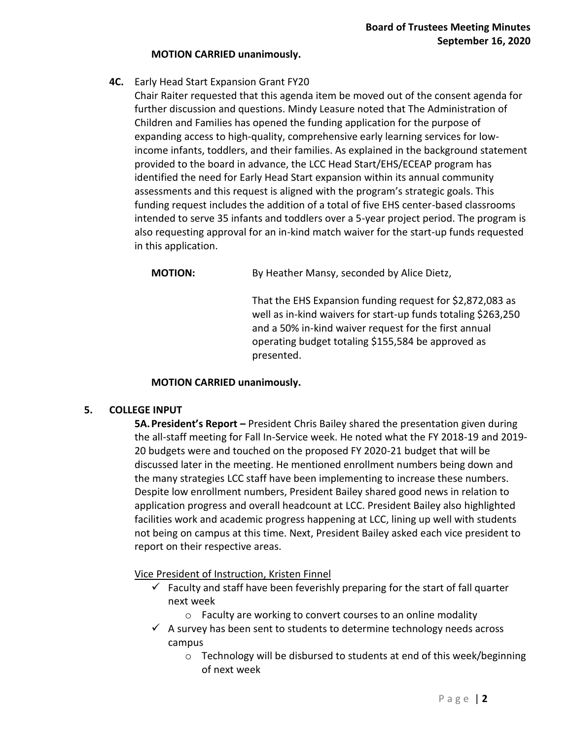**MOTION CARRIED unanimously.**

**4C.** Early Head Start Expansion Grant FY20

Chair Raiter requested that this agenda item be moved out of the consent agenda for further discussion and questions. Mindy Leasure noted that The Administration of Children and Families has opened the funding application for the purpose of expanding access to high-quality, comprehensive early learning services for low-income infants, toddlers, and their families. As explained in the background statement provided to the board in advance, the LCC Head Start/EHS/ECEAP program has identified the need for Early Head Start expansion within its annual community assessments and this request is aligned with the program's strategic goals. This funding request includes the addition of a total of five EHS center-based classrooms intended to serve 35 infants and toddlers over a 5-year project period. The program is also requesting approval for an in-kind match waiver for the start-up funds requested in this application.

**MOTION:** By Heather Mansy, seconded by Alice Dietz,

That the EHS Expansion funding request for $2,872,083 as well as in-kind waivers for start-up funds totaling $263,250 and a 50% in-kind waiver request for the first annual operating budget totaling $155,584 be approved as presented.

**MOTION CARRIED unanimously.**

## 5. COLLEGE INPUT

**5A. President's Report –** President Chris Bailey shared the presentation given during the all-staff meeting for Fall In-Service week. He noted what the FY 2018-19 and 2019-20 budgets were and touched on the proposed FY 2020-21 budget that will be discussed later in the meeting. He mentioned enrollment numbers being down and the many strategies LCC staff have been implementing to increase these numbers. Despite low enrollment numbers, President Bailey shared good news in relation to application progress and overall headcount at LCC. President Bailey also highlighted facilities work and academic progress happening at LCC, lining up well with students not being on campus at this time. Next, President Bailey asked each vice president to report on their respective areas.

<u>Vice President of Instruction, Kristen Finnel</u>

- ✓ Faculty and staff have been feverishly preparing for the start of fall quarter next week
  - Faculty are working to convert courses to an online modality
- ✓ A survey has been sent to students to determine technology needs across campus
  - Technology will be disbursed to students at end of this week/beginning of next week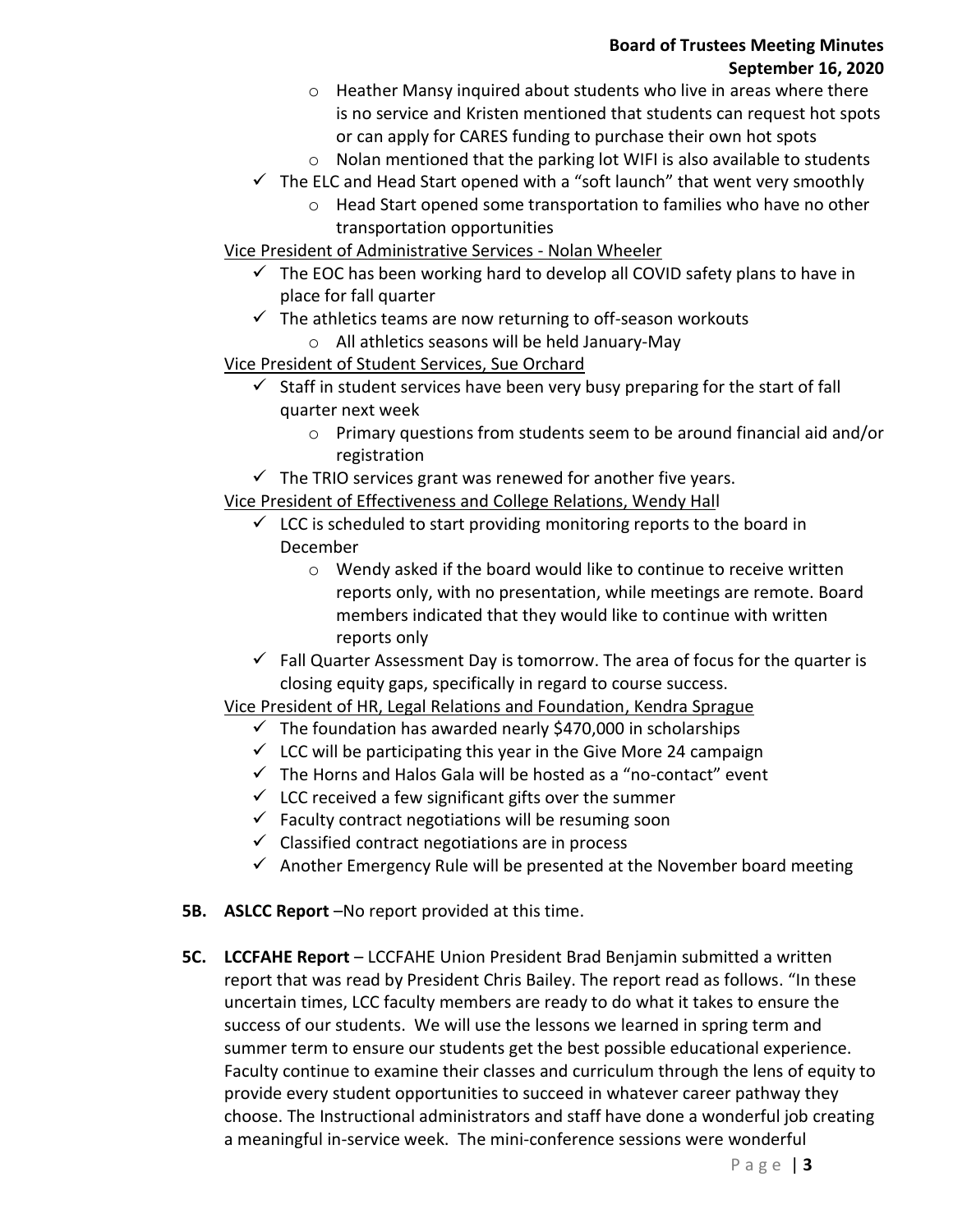- Heather Mansy inquired about students who live in areas where there is no service and Kristen mentioned that students can request hot spots or can apply for CARES funding to purchase their own hot spots
    - Nolan mentioned that the parking lot WIFI is also available to students
- ✓ The ELC and Head Start opened with a "soft launch" that went very smoothly
    - Head Start opened some transportation to families who have no other transportation opportunities

Vice President of Administrative Services - Nolan Wheeler

- ✓ The EOC has been working hard to develop all COVID safety plans to have in place for fall quarter
- ✓ The athletics teams are now returning to off-season workouts
    - All athletics seasons will be held January-May

Vice President of Student Services, Sue Orchard

- ✓ Staff in student services have been very busy preparing for the start of fall quarter next week
    - Primary questions from students seem to be around financial aid and/or registration
- ✓ The TRIO services grant was renewed for another five years.

Vice President of Effectiveness and College Relations, Wendy Hall

- ✓ LCC is scheduled to start providing monitoring reports to the board in December
    - Wendy asked if the board would like to continue to receive written reports only, with no presentation, while meetings are remote. Board members indicated that they would like to continue with written reports only
- ✓ Fall Quarter Assessment Day is tomorrow. The area of focus for the quarter is closing equity gaps, specifically in regard to course success.

Vice President of HR, Legal Relations and Foundation, Kendra Sprague

- ✓ The foundation has awarded nearly $470,000 in scholarships
- ✓ LCC will be participating this year in the Give More 24 campaign
- ✓ The Horns and Halos Gala will be hosted as a "no-contact" event
- ✓ LCC received a few significant gifts over the summer
- ✓ Faculty contract negotiations will be resuming soon
- ✓ Classified contract negotiations are in process
- ✓ Another Emergency Rule will be presented at the November board meeting

**5B. ASLCC Report** –No report provided at this time.

**5C. LCCFAHE Report** – LCCFAHE Union President Brad Benjamin submitted a written report that was read by President Chris Bailey. The report read as follows. "In these uncertain times, LCC faculty members are ready to do what it takes to ensure the success of our students. We will use the lessons we learned in spring term and summer term to ensure our students get the best possible educational experience. Faculty continue to examine their classes and curriculum through the lens of equity to provide every student opportunities to succeed in whatever career pathway they choose. The Instructional administrators and staff have done a wonderful job creating a meaningful in-service week. The mini-conference sessions were wonderful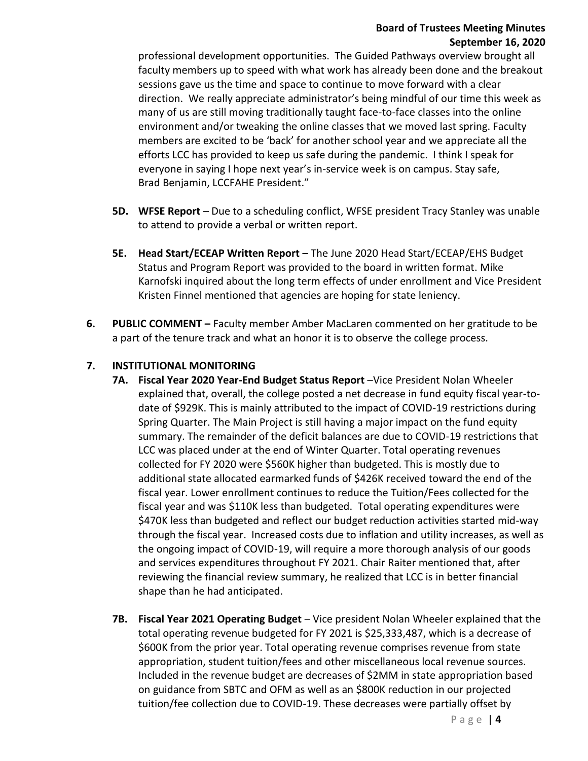professional development opportunities. The Guided Pathways overview brought all faculty members up to speed with what work has already been done and the breakout sessions gave us the time and space to continue to move forward with a clear direction. We really appreciate administrator's being mindful of our time this week as many of us are still moving traditionally taught face-to-face classes into the online environment and/or tweaking the online classes that we moved last spring. Faculty members are excited to be 'back' for another school year and we appreciate all the efforts LCC has provided to keep us safe during the pandemic. I think I speak for everyone in saying I hope next year's in-service week is on campus. Stay safe, Brad Benjamin, LCCFAHE President."

**5D. WFSE Report** – Due to a scheduling conflict, WFSE president Tracy Stanley was unable to attend to provide a verbal or written report.

**5E. Head Start/ECEAP Written Report** – The June 2020 Head Start/ECEAP/EHS Budget Status and Program Report was provided to the board in written format. Mike Karnofski inquired about the long term effects of under enrollment and Vice President Kristen Finnel mentioned that agencies are hoping for state leniency.

**6. PUBLIC COMMENT –** Faculty member Amber MacLaren commented on her gratitude to be a part of the tenure track and what an honor it is to observe the college process.

**7. INSTITUTIONAL MONITORING**

**7A. Fiscal Year 2020 Year-End Budget Status Report** –Vice President Nolan Wheeler explained that, overall, the college posted a net decrease in fund equity fiscal year-to-date of $929K. This is mainly attributed to the impact of COVID-19 restrictions during Spring Quarter. The Main Project is still having a major impact on the fund equity summary. The remainder of the deficit balances are due to COVID-19 restrictions that LCC was placed under at the end of Winter Quarter. Total operating revenues collected for FY 2020 were $560K higher than budgeted. This is mostly due to additional state allocated earmarked funds of $426K received toward the end of the fiscal year. Lower enrollment continues to reduce the Tuition/Fees collected for the fiscal year and was $110K less than budgeted. Total operating expenditures were $470K less than budgeted and reflect our budget reduction activities started mid-way through the fiscal year. Increased costs due to inflation and utility increases, as well as the ongoing impact of COVID-19, will require a more thorough analysis of our goods and services expenditures throughout FY 2021. Chair Raiter mentioned that, after reviewing the financial review summary, he realized that LCC is in better financial shape than he had anticipated.

**7B. Fiscal Year 2021 Operating Budget** – Vice president Nolan Wheeler explained that the total operating revenue budgeted for FY 2021 is $25,333,487, which is a decrease of $600K from the prior year. Total operating revenue comprises revenue from state appropriation, student tuition/fees and other miscellaneous local revenue sources. Included in the revenue budget are decreases of $2MM in state appropriation based on guidance from SBTC and OFM as well as an $800K reduction in our projected tuition/fee collection due to COVID-19. These decreases were partially offset by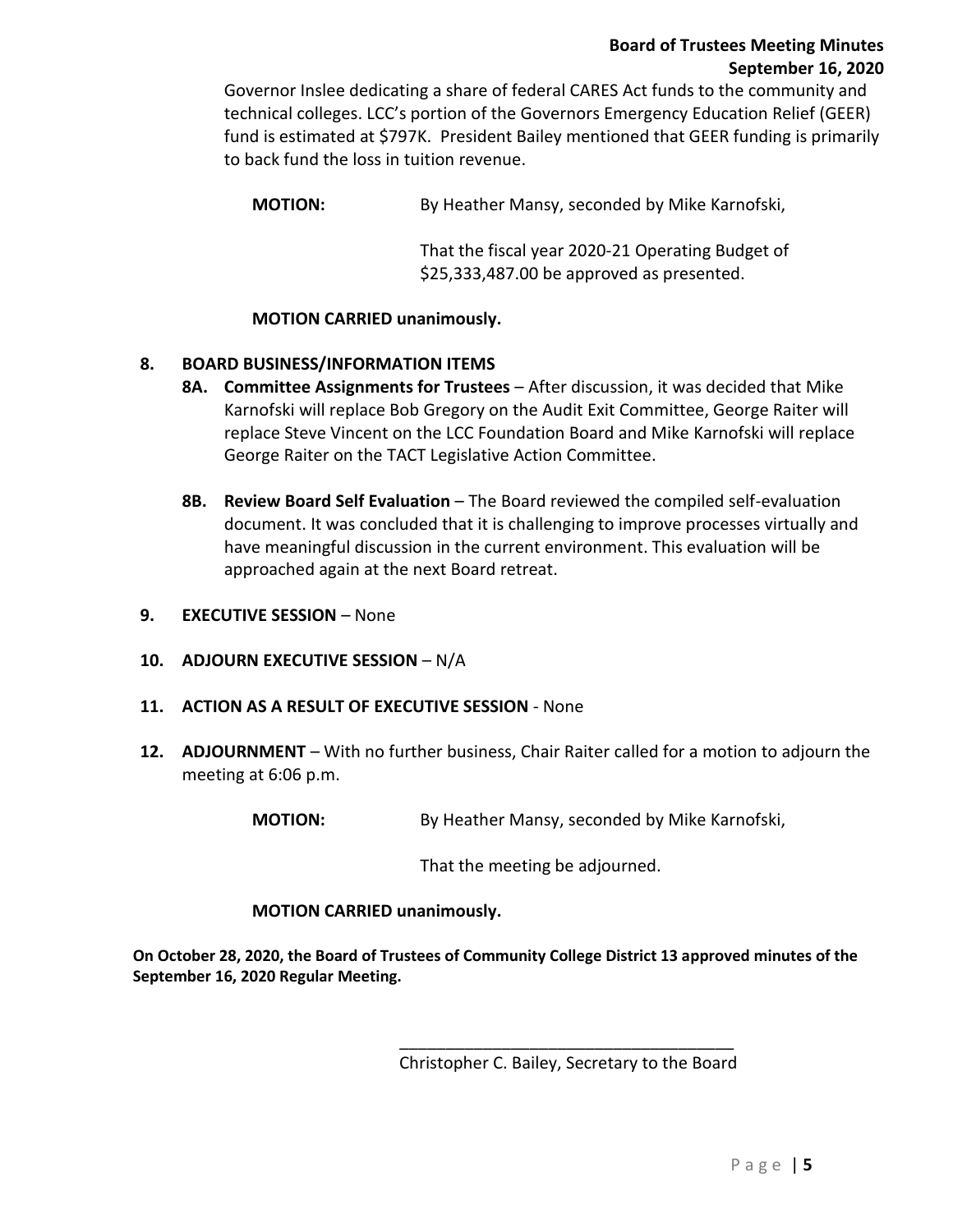Governor Inslee dedicating a share of federal CARES Act funds to the community and technical colleges. LCC's portion of the Governors Emergency Education Relief (GEER) fund is estimated at $797K. President Bailey mentioned that GEER funding is primarily to back fund the loss in tuition revenue.

**MOTION:** By Heather Mansy, seconded by Mike Karnofski,

That the fiscal year 2020-21 Operating Budget of $25,333,487.00 be approved as presented.

**MOTION CARRIED unanimously.**

**8. BOARD BUSINESS/INFORMATION ITEMS**

**8A. Committee Assignments for Trustees** – After discussion, it was decided that Mike Karnofski will replace Bob Gregory on the Audit Exit Committee, George Raiter will replace Steve Vincent on the LCC Foundation Board and Mike Karnofski will replace George Raiter on the TACT Legislative Action Committee.

**8B. Review Board Self Evaluation** – The Board reviewed the compiled self-evaluation document. It was concluded that it is challenging to improve processes virtually and have meaningful discussion in the current environment. This evaluation will be approached again at the next Board retreat.

**9. EXECUTIVE SESSION** – None

**10. ADJOURN EXECUTIVE SESSION** – N/A

**11. ACTION AS A RESULT OF EXECUTIVE SESSION** - None

**12. ADJOURNMENT** – With no further business, Chair Raiter called for a motion to adjourn the meeting at 6:06 p.m.

**MOTION:** By Heather Mansy, seconded by Mike Karnofski,

That the meeting be adjourned.

**MOTION CARRIED unanimously.**

**On October 28, 2020, the Board of Trustees of Community College District 13 approved minutes of the September 16, 2020 Regular Meeting.**

\_\_\_\_\_\_\_\_\_\_\_\_\_\_\_\_\_\_\_\_\_\_\_\_\_\_\_\_\_\_\_\_\_\_\_\_\_\_

Christopher C. Bailey, Secretary to the Board